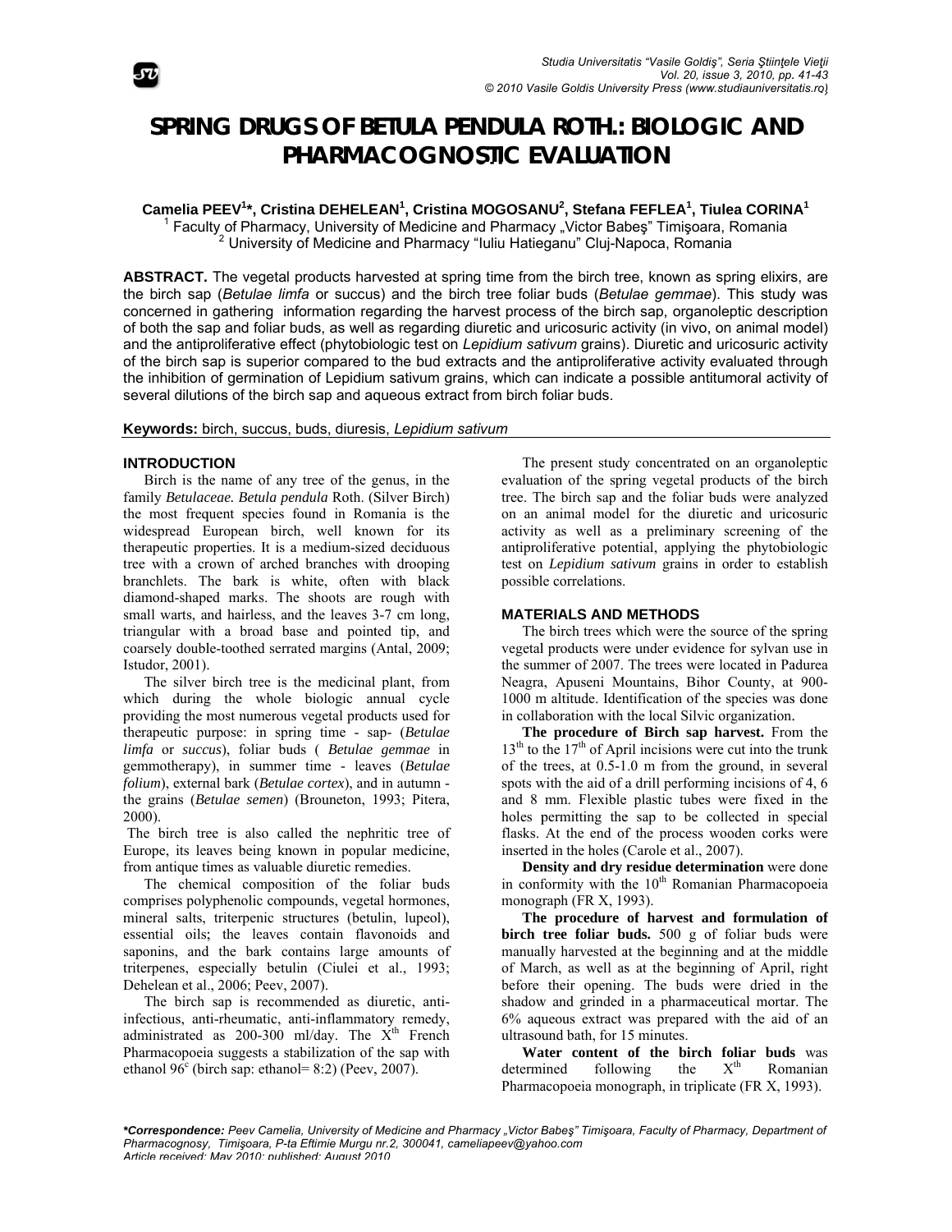# SPRING DRUGS OF BETULA PENDULA ROTH.: BIOLOGIC AND PHARMACOGNOSTIC EVALUATION

**Camelia PEEV[1]\*, Cristina DEHELEAN[1], Cristina MOGOSANU[2], Stefana FEFLEA[1], Tiulea CORINA[1]**

[1] Faculty of Pharmacy, University of Medicine and Pharmacy „Victor Babeş" Timişoara, Romania
[2] University of Medicine and Pharmacy "Iuliu Hatieganu" Cluj-Napoca, Romania

**ABSTRACT.** The vegetal products harvested at spring time from the birch tree, known as spring elixirs, are the birch sap (*Betulae limfa* or succus) and the birch tree foliar buds (*Betulae gemmae*). This study was concerned in gathering information regarding the harvest process of the birch sap, organoleptic description of both the sap and foliar buds, as well as regarding diuretic and uricosuric activity (in vivo, on animal model) and the antiproliferative effect (phytobiologic test on *Lepidium sativum* grains). Diuretic and uricosuric activity of the birch sap is superior compared to the bud extracts and the antiproliferative activity evaluated through the inhibition of germination of Lepidium sativum grains, which can indicate a possible antitumoral activity of several dilutions of the birch sap and aqueous extract from birch foliar buds.

**Keywords:** birch, succus, buds, diuresis, *Lepidium sativum*

## INTRODUCTION

Birch is the name of any tree of the genus, in the family *Betulaceae. Betula pendula* Roth. (Silver Birch) the most frequent species found in Romania is the widespread European birch, well known for its therapeutic properties. It is a medium-sized deciduous tree with a crown of arched branches with drooping branchlets. The bark is white, often with black diamond-shaped marks. The shoots are rough with small warts, and hairless, and the leaves 3-7 cm long, triangular with a broad base and pointed tip, and coarsely double-toothed serrated margins (Antal, 2009; Istudor, 2001).

The silver birch tree is the medicinal plant, from which during the whole biologic annual cycle providing the most numerous vegetal products used for therapeutic purpose: in spring time - sap- (*Betulae limfa* or *succus*), foliar buds ( *Betulae gemmae* in gemmotherapy), in summer time - leaves (*Betulae folium*), external bark (*Betulae cortex*), and in autumn - the grains (*Betulae semen*) (Brouneton, 1993; Pitera, 2000).

The birch tree is also called the nephritic tree of Europe, its leaves being known in popular medicine, from antique times as valuable diuretic remedies.

The chemical composition of the foliar buds comprises polyphenolic compounds, vegetal hormones, mineral salts, triterpenic structures (betulin, lupeol), essential oils; the leaves contain flavonoids and saponins, and the bark contains large amounts of triterpenes, especially betulin (Ciulei et al., 1993; Dehelean et al., 2006; Peev, 2007).

The birch sap is recommended as diuretic, anti-infectious, anti-rheumatic, anti-inflammatory remedy, administrated as 200-300 ml/day. The X$^{th}$ French Pharmacopoeia suggests a stabilization of the sap with ethanol 96$^{c}$ (birch sap: ethanol= 8:2) (Peev, 2007).

The present study concentrated on an organoleptic evaluation of the spring vegetal products of the birch tree. The birch sap and the foliar buds were analyzed on an animal model for the diuretic and uricosuric activity as well as a preliminary screening of the antiproliferative potential, applying the phytobiologic test on *Lepidium sativum* grains in order to establish possible correlations.

## MATERIALS AND METHODS

The birch trees which were the source of the spring vegetal products were under evidence for sylvan use in the summer of 2007. The trees were located in Padurea Neagra, Apuseni Mountains, Bihor County, at 900-1000 m altitude. Identification of the species was done in collaboration with the local Silvic organization.

**The procedure of Birch sap harvest.** From the 13$^{th}$ to the 17$^{th}$ of April incisions were cut into the trunk of the trees, at 0.5-1.0 m from the ground, in several spots with the aid of a drill performing incisions of 4, 6 and 8 mm. Flexible plastic tubes were fixed in the holes permitting the sap to be collected in special flasks. At the end of the process wooden corks were inserted in the holes (Carole et al., 2007).

**Density and dry residue determination** were done in conformity with the 10$^{th}$ Romanian Pharmacopoeia monograph (FR X, 1993).

**The procedure of harvest and formulation of birch tree foliar buds.** 500 g of foliar buds were manually harvested at the beginning and at the middle of March, as well as at the beginning of April, right before their opening. The buds were dried in the shadow and grinded in a pharmaceutical mortar. The 6% aqueous extract was prepared with the aid of an ultrasound bath, for 15 minutes.

**Water content of the birch foliar buds** was determined following the X$^{th}$ Romanian Pharmacopoeia monograph, in triplicate (FR X, 1993).

***Correspondence:** *Peev Camelia, University of Medicine and Pharmacy „Victor Babeş" Timişoara, Faculty of Pharmacy, Department of Pharmacognosy, Timişoara, P-ta Eftimie Murgu nr.2, 300041, cameliapeev@yahoo.com*
*Article received: May 2010; published: August 2010*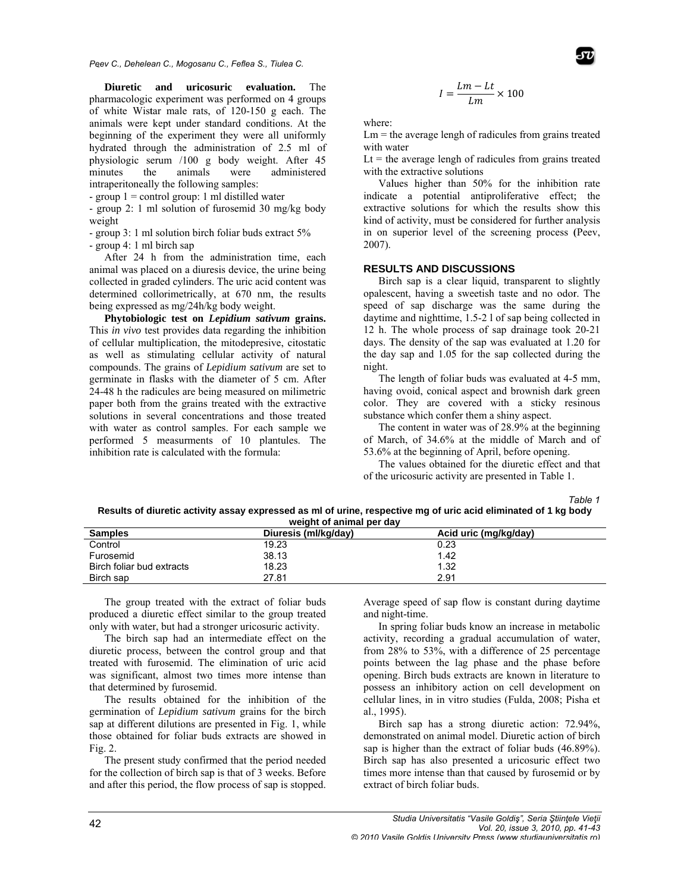**Diuretic and uricosuric evaluation.** The pharmacologic experiment was performed on 4 groups of white Wistar male rats, of 120-150 g each. The animals were kept under standard conditions. At the beginning of the experiment they were all uniformly hydrated through the administration of 2.5 ml of physiologic serum /100 g body weight. After 45 minutes the animals were administered intraperitoneally the following samples:

- group 1 = control group: 1 ml distilled water
- group 2: 1 ml solution of furosemid 30 mg/kg body weight
- group 3: 1 ml solution birch foliar buds extract 5%
- group 4: 1 ml birch sap

After 24 h from the administration time, each animal was placed on a diuresis device, the urine being collected in graded cylinders. The uric acid content was determined collorimetrically, at 670 nm, the results being expressed as mg/24h/kg body weight.

**Phytobiologic test on *Lepidium sativum* grains.** This *in vivo* test provides data regarding the inhibition of cellular multiplication, the mitodepresive, citostatic as well as stimulating cellular activity of natural compounds. The grains of *Lepidium sativum* are set to germinate in flasks with the diameter of 5 cm. After 24-48 h the radicules are being measured on milimetric paper both from the grains treated with the extractive solutions in several concentrations and those treated with water as control samples. For each sample we performed 5 measurments of 10 plantules. The inhibition rate is calculated with the formula:

$$I = \frac{Lm - Lt}{Lm} \times 100$$

where:

Lm = the average lengh of radicules from grains treated with water

Lt = the average lengh of radicules from grains treated with the extractive solutions

Values higher than 50% for the inhibition rate indicate a potential antiproliferative effect; the extractive solutions for which the results show this kind of activity, must be considered for further analysis in on superior level of the screening process (Peev, 2007).

## RESULTS AND DISCUSSIONS

Birch sap is a clear liquid, transparent to slightly opalescent, having a sweetish taste and no odor. The speed of sap discharge was the same during the daytime and nighttime, 1.5-2 l of sap being collected in 12 h. The whole process of sap drainage took 20-21 days. The density of the sap was evaluated at 1.20 for the day sap and 1.05 for the sap collected during the night.

The length of foliar buds was evaluated at 4-5 mm, having ovoid, conical aspect and brownish dark green color. They are covered with a sticky resinous substance which confer them a shiny aspect.

The content in water was of 28.9% at the beginning of March, of 34.6% at the middle of March and of 53.6% at the beginning of April, before opening.

The values obtained for the diuretic effect and that of the uricosuric activity are presented in Table 1.

*Table 1*

**Results of diuretic activity assay expressed as ml of urine, respective mg of uric acid eliminated of 1 kg body weight of animal per day**

| Samples | Diuresis (ml/kg/day) | Acid uric (mg/kg/day) |
|---|---|---|
| Control | 19.23 | 0.23 |
| Furosemid | 38.13 | 1.42 |
| Birch foliar bud extracts | 18.23 | 1.32 |
| Birch sap | 27.81 | 2.91 |

The group treated with the extract of foliar buds produced a diuretic effect similar to the group treated only with water, but had a stronger uricosuric activity.

The birch sap had an intermediate effect on the diuretic process, between the control group and that treated with furosemid. The elimination of uric acid was significant, almost two times more intense than that determined by furosemid.

The results obtained for the inhibition of the germination of *Lepidium sativum* grains for the birch sap at different dilutions are presented in Fig. 1, while those obtained for foliar buds extracts are showed in Fig. 2.

The present study confirmed that the period needed for the collection of birch sap is that of 3 weeks. Before and after this period, the flow process of sap is stopped. Average speed of sap flow is constant during daytime and night-time.

In spring foliar buds know an increase in metabolic activity, recording a gradual accumulation of water, from 28% to 53%, with a difference of 25 percentage points between the lag phase and the phase before opening. Birch buds extracts are known in literature to possess an inhibitory action on cell development on cellular lines, in in vitro studies (Fulda, 2008; Pisha et al., 1995).

Birch sap has a strong diuretic action: 72.94%, demonstrated on animal model. Diuretic action of birch sap is higher than the extract of foliar buds (46.89%). Birch sap has also presented a uricosuric effect two times more intense than that caused by furosemid or by extract of birch foliar buds.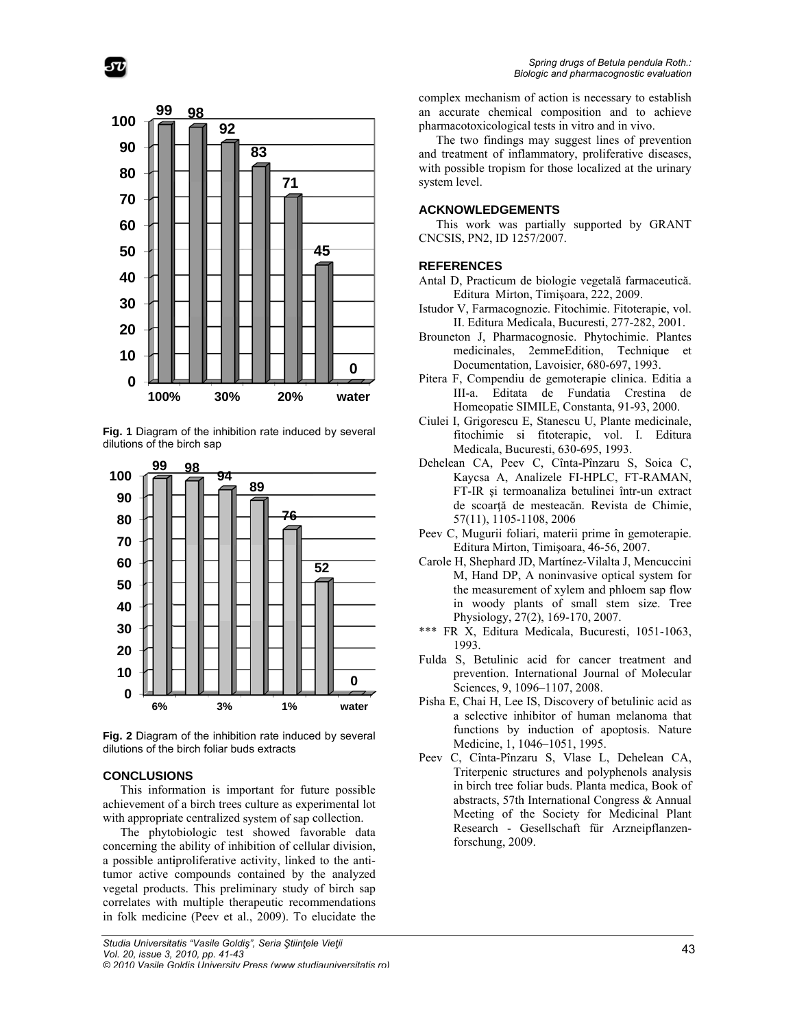99
98
92
83
71
45
0

100
90
80
70
60
50
40
30
20
10
0

100%
30%
20%
water

**Fig. 1** Diagram of the inhibition rate induced by several dilutions of the birch sap

99
98
94
89
76
52
0

100
90
80
70
60
50
40
30
20
10
0

6%
3%
1%
water

**Fig. 2** Diagram of the inhibition rate induced by several dilutions of the birch foliar buds extracts

## CONCLUSIONS

This information is important for future possible achievement of a birch trees culture as experimental lot with appropriate centralized system of sap collection.

The phytobiologic test showed favorable data concerning the ability of inhibition of cellular division, a possible antiproliferative activity, linked to the anti-tumor active compounds contained by the analyzed vegetal products. This preliminary study of birch sap correlates with multiple therapeutic recommendations in folk medicine (Peev et al., 2009). To elucidate the complex mechanism of action is necessary to establish an accurate chemical composition and to achieve pharmacotoxicological tests in vitro and in vivo.

The two findings may suggest lines of prevention and treatment of inflammatory, proliferative diseases, with possible tropism for those localized at the urinary system level.

## ACKNOWLEDGEMENTS

This work was partially supported by GRANT CNCSIS, PN2, ID 1257/2007.

## REFERENCES

Antal D, Practicum de biologie vegetală farmaceutică. Editura Mirton, Timişoara, 222, 2009.

Istudor V, Farmacognozie. Fitochimie. Fitoterapie, vol. II. Editura Medicala, Bucuresti, 277-282, 2001.

Brouneton J, Pharmacognosie. Phytochimie. Plantes medicinales, 2emmeEdition, Technique et Documentation, Lavoisier, 680-697, 1993.

Pitera F, Compendiu de gemoterapie clinica. Editia a III-a. Editata de Fundatia Crestina de Homeopatie SIMILE, Constanta, 91-93, 2000.

Ciulei I, Grigorescu E, Stanescu U, Plante medicinale, fitochimie si fitoterapie, vol. I. Editura Medicala, Bucuresti, 630-695, 1993.

Dehelean CA, Peev C, Cînta-Pînzaru S, Soica C, Kaycsa A, Analizele FI-HPLC, FT-RAMAN, FT-IR şi termoanaliza betulinei într-un extract de scoarţă de mesteacăn. Revista de Chimie, 57(11), 1105-1108, 2006

Peev C, Mugurii foliari, materii prime în gemoterapie. Editura Mirton, Timişoara, 46-56, 2007.

Carole H, Shephard JD, Martínez-Vilalta J, Mencuccini M, Hand DP, A noninvasive optical system for the measurement of xylem and phloem sap flow in woody plants of small stem size. Tree Physiology, 27(2), 169-170, 2007.

*** FR X, Editura Medicala, Bucuresti, 1051-1063, 1993.

Fulda S, Betulinic acid for cancer treatment and prevention. International Journal of Molecular Sciences, 9, 1096–1107, 2008.

Pisha E, Chai H, Lee IS, Discovery of betulinic acid as a selective inhibitor of human melanoma that functions by induction of apoptosis. Nature Medicine, 1, 1046–1051, 1995.

Peev C, Cînta-Pînzaru S, Vlase L, Dehelean CA, Triterpenic structures and polyphenols analysis in birch tree foliar buds. Planta medica, Book of abstracts, 57th International Congress & Annual Meeting of the Society for Medicinal Plant Research - Gesellschaft für Arzneipflanzen-forschung, 2009.